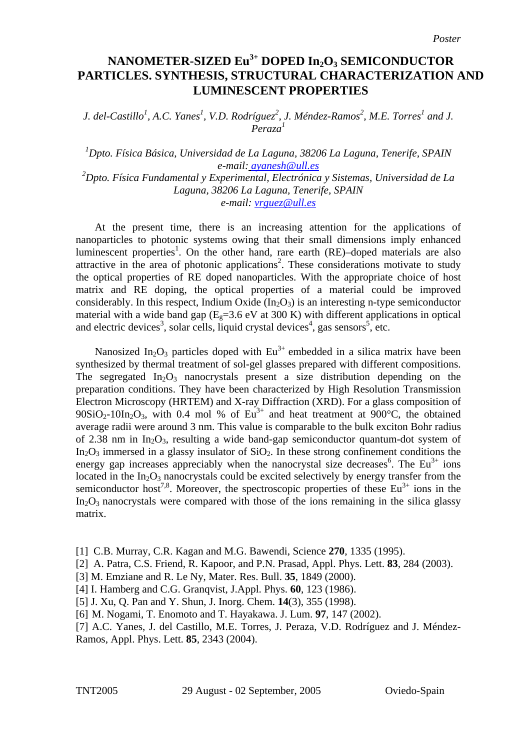*Poster*

# NANOMETER-SIZED $Eu^{3+}$ DOPED $In_2O_3$ SEMICONDUCTOR PARTICLES. SYNTHESIS, STRUCTURAL CHARACTERIZATION AND LUMINESCENT PROPERTIES

*J. del-Castillo[1], A.C. Yanes[1], V.D. Rodríguez[2], J. Méndez-Ramos[2], M.E. Torres[1] and J. Peraza[1]*

*[1]Dpto. Física Básica, Universidad de La Laguna, 38206 La Laguna, Tenerife, SPAIN*
*e-mail: ayanesh@ull.es*
*[2]Dpto. Física Fundamental y Experimental, Electrónica y Sistemas, Universidad de La Laguna, 38206 La Laguna, Tenerife, SPAIN*
*e-mail: vrguez@ull.es*

At the present time, there is an increasing attention for the applications of nanoparticles to photonic systems owing that their small dimensions imply enhanced luminescent properties[1]. On the other hand, rare earth (RE)–doped materials are also attractive in the area of photonic applications[2]. These considerations motivate to study the optical properties of RE doped nanoparticles. With the appropriate choice of host matrix and RE doping, the optical properties of a material could be improved considerably. In this respect, Indium Oxide ($In_2O_3$) is an interesting n-type semiconductor material with a wide band gap ($E_g$=3.6 eV at 300 K) with different applications in optical and electric devices[3], solar cells, liquid crystal devices[4], gas sensors[5], etc.

Nanosized $In_2O_3$ particles doped with $Eu^{3+}$ embedded in a silica matrix have been synthesized by thermal treatment of sol-gel glasses prepared with different compositions. The segregated $In_2O_3$ nanocrystals present a size distribution depending on the preparation conditions. They have been characterized by High Resolution Transmission Electron Microscopy (HRTEM) and X-ray Diffraction (XRD). For a glass composition of $90SiO_2$-$10In_2O_3$, with 0.4 mol % of $Eu^{3+}$ and heat treatment at 900°C, the obtained average radii were around 3 nm. This value is comparable to the bulk exciton Bohr radius of 2.38 nm in $In_2O_3$, resulting a wide band-gap semiconductor quantum-dot system of $In_2O_3$ immersed in a glassy insulator of $SiO_2$. In these strong confinement conditions the energy gap increases appreciably when the nanocrystal size decreases[6]. The $Eu^{3+}$ ions located in the $In_2O_3$ nanocrystals could be excited selectively by energy transfer from the semiconductor host[7,8]. Moreover, the spectroscopic properties of these $Eu^{3+}$ ions in the $In_2O_3$ nanocrystals were compared with those of the ions remaining in the silica glassy matrix.

[1] C.B. Murray, C.R. Kagan and M.G. Bawendi, Science **270**, 1335 (1995).
[2] A. Patra, C.S. Friend, R. Kapoor, and P.N. Prasad, Appl. Phys. Lett. **83**, 284 (2003).
[3] M. Emziane and R. Le Ny, Mater. Res. Bull. **35**, 1849 (2000).
[4] I. Hamberg and C.G. Granqvist, J.Appl. Phys. **60**, 123 (1986).
[5] J. Xu, Q. Pan and Y. Shun, J. Inorg. Chem. **14**(3), 355 (1998).
[6] M. Nogami, T. Enomoto and T. Hayakawa. J. Lum. **97**, 147 (2002).
[7] A.C. Yanes, J. del Castillo, M.E. Torres, J. Peraza, V.D. Rodríguez and J. Méndez-Ramos, Appl. Phys. Lett. **85**, 2343 (2004).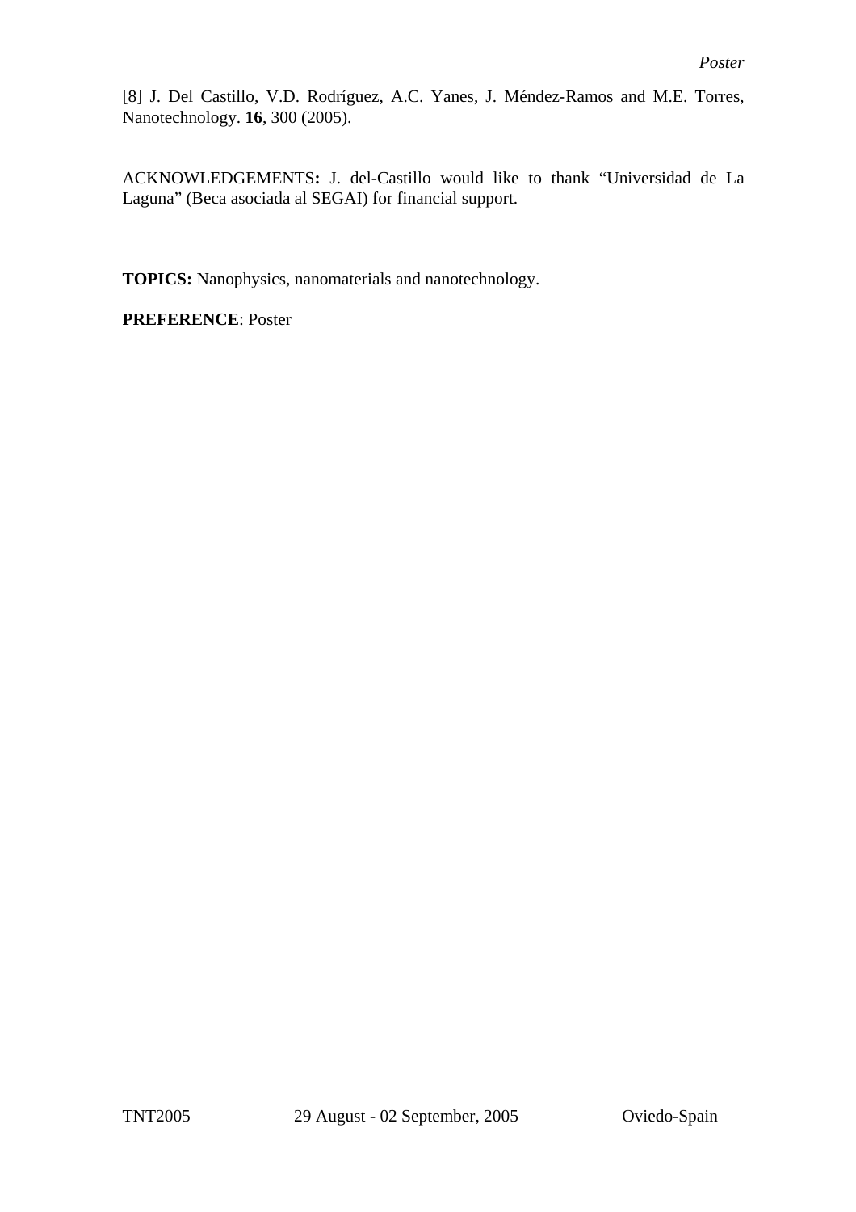[8] J. Del Castillo, V.D. Rodríguez, A.C. Yanes, J. Méndez-Ramos and M.E. Torres, Nanotechnology. **16**, 300 (2005).

ACKNOWLEDGEMENTS**:** J. del-Castillo would like to thank "Universidad de La Laguna" (Beca asociada al SEGAI) for financial support.

**TOPICS:** Nanophysics, nanomaterials and nanotechnology.

**PREFERENCE**: Poster